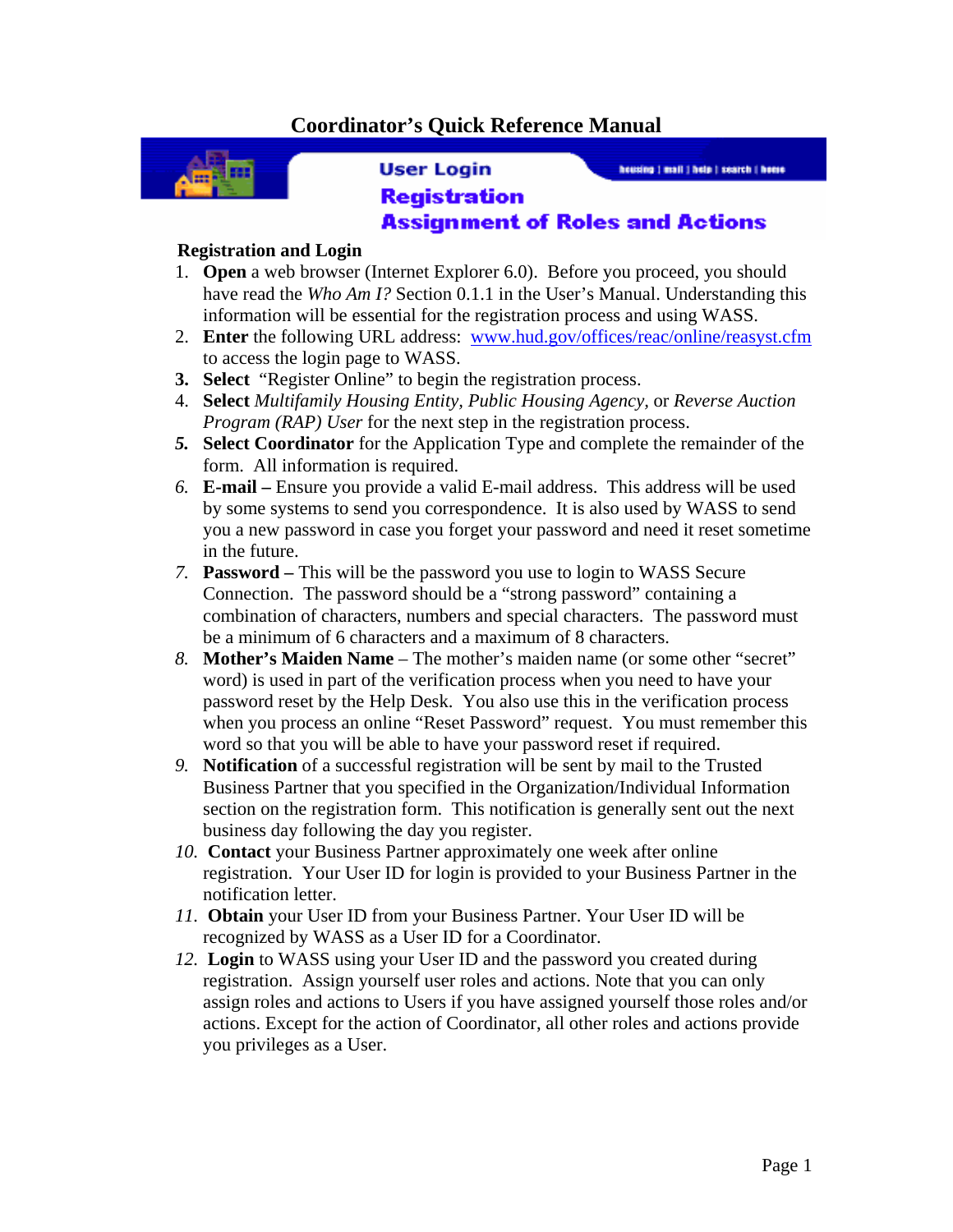# Coordinator's Quick Reference Manual

User Login
Registration
Assignment of Roles and Actions

**Registration and Login**

1. **Open** a web browser (Internet Explorer 6.0). Before you proceed, you should have read the *Who Am I?* Section 0.1.1 in the User's Manual. Understanding this information will be essential for the registration process and using WASS.
2. **Enter** the following URL address: www.hud.gov/offices/reac/online/reasyst.cfm to access the login page to WASS.
3. **Select** "Register Online" to begin the registration process.
4. **Select** *Multifamily Housing Entity*, *Public Housing Agency*, or *Reverse Auction Program (RAP) User* for the next step in the registration process.
5. **Select Coordinator** for the Application Type and complete the remainder of the form. All information is required.
6. **E-mail –** Ensure you provide a valid E-mail address. This address will be used by some systems to send you correspondence. It is also used by WASS to send you a new password in case you forget your password and need it reset sometime in the future.
7. **Password –** This will be the password you use to login to WASS Secure Connection. The password should be a "strong password" containing a combination of characters, numbers and special characters. The password must be a minimum of 6 characters and a maximum of 8 characters.
8. **Mother's Maiden Name** – The mother's maiden name (or some other "secret" word) is used in part of the verification process when you need to have your password reset by the Help Desk. You also use this in the verification process when you process an online "Reset Password" request. You must remember this word so that you will be able to have your password reset if required.
9. **Notification** of a successful registration will be sent by mail to the Trusted Business Partner that you specified in the Organization/Individual Information section on the registration form. This notification is generally sent out the next business day following the day you register.
10. **Contact** your Business Partner approximately one week after online registration. Your User ID for login is provided to your Business Partner in the notification letter.
11. **Obtain** your User ID from your Business Partner. Your User ID will be recognized by WASS as a User ID for a Coordinator.
12. **Login** to WASS using your User ID and the password you created during registration. Assign yourself user roles and actions. Note that you can only assign roles and actions to Users if you have assigned yourself those roles and/or actions. Except for the action of Coordinator, all other roles and actions provide you privileges as a User.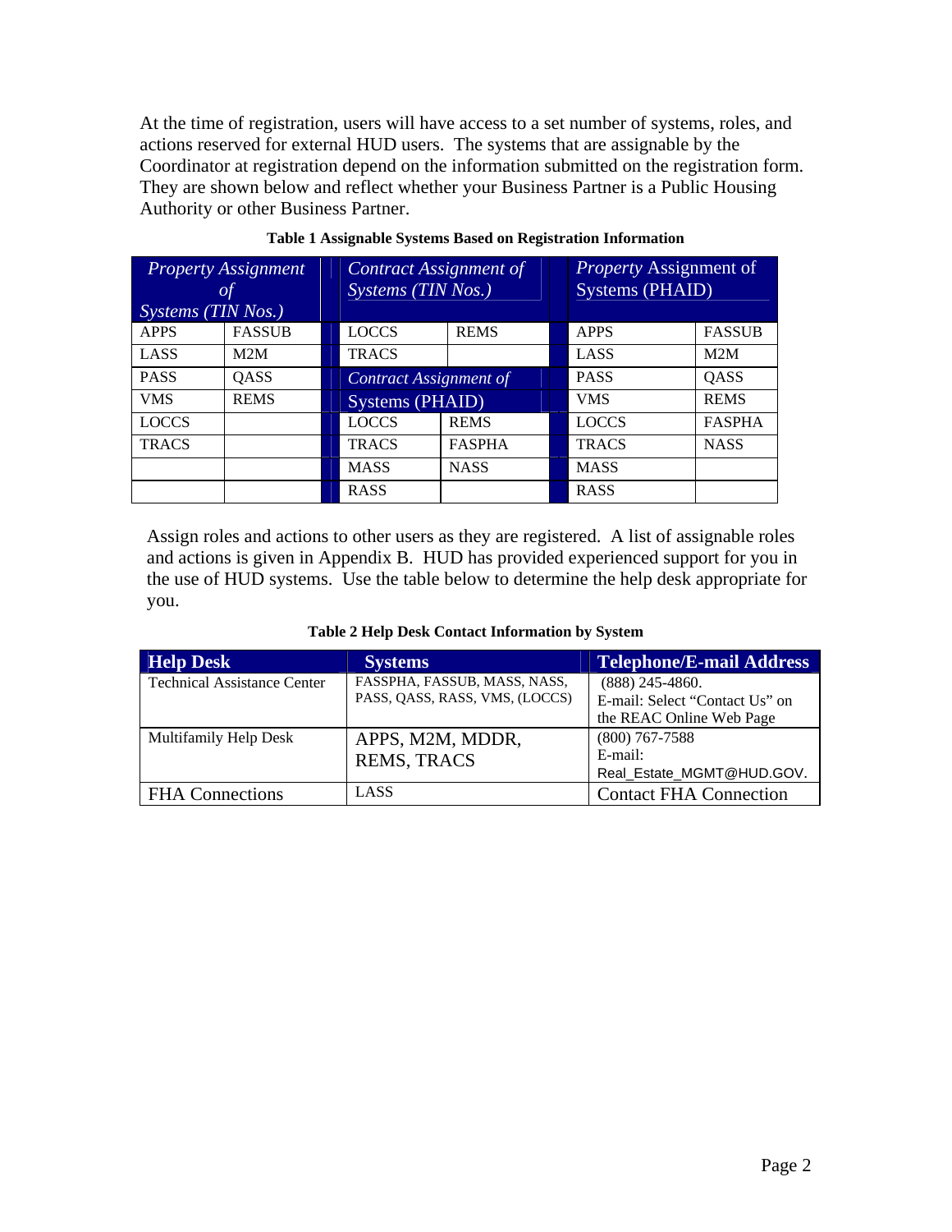At the time of registration, users will have access to a set number of systems, roles, and actions reserved for external HUD users. The systems that are assignable by the Coordinator at registration depend on the information submitted on the registration form. They are shown below and reflect whether your Business Partner is a Public Housing Authority or other Business Partner.

**Table 1 Assignable Systems Based on Registration Information**

| *Property Assignment of Systems (TIN Nos.)* | | *Contract Assignment of Systems (TIN Nos.)* | | *Property Assignment of Systems (PHAID)* | |
|---|---|---|---|---|---|
| APPS | FASSUB | LOCCS | REMS | APPS | FASSUB |
| LASS | M2M | TRACS | | LASS | M2M |
| PASS | QASS | *Contract Assignment of Systems (PHAID)* | | PASS | QASS |
| VMS | REMS | | | VMS | REMS |
| LOCCS | | LOCCS | REMS | LOCCS | FASPHA |
| TRACS | | TRACS | FASPHA | TRACS | NASS |
| | | MASS | NASS | MASS | |
| | | RASS | | RASS | |

Assign roles and actions to other users as they are registered. A list of assignable roles and actions is given in Appendix B. HUD has provided experienced support for you in the use of HUD systems. Use the table below to determine the help desk appropriate for you.

**Table 2 Help Desk Contact Information by System**

| Help Desk | Systems | Telephone/E-mail Address |
|---|---|---|
| Technical Assistance Center | FASSPHA, FASSUB, MASS, NASS, PASS, QASS, RASS, VMS, (LOCCS) | (888) 245-4860. E-mail: Select "Contact Us" on the REAC Online Web Page |
| Multifamily Help Desk | APPS, M2M, MDDR, REMS, TRACS | (800) 767-7588 E-mail: Real_Estate_MGMT@HUD.GOV. |
| FHA Connections | LASS | Contact FHA Connection |